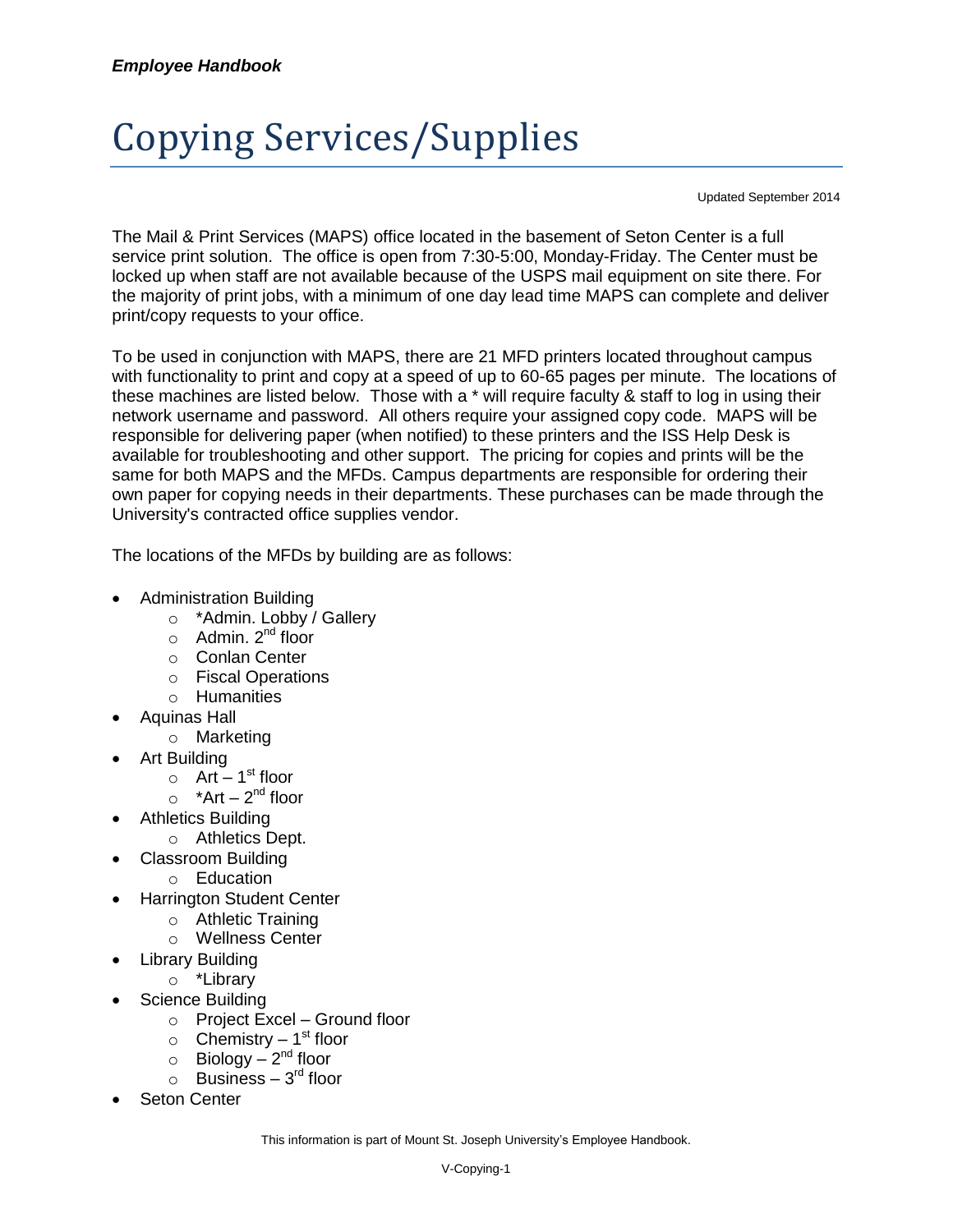# Copying Services/Supplies

Updated September 2014

The Mail & Print Services (MAPS) office located in the basement of Seton Center is a full service print solution. The office is open from 7:30-5:00, Monday-Friday. The Center must be locked up when staff are not available because of the USPS mail equipment on site there. For the majority of print jobs, with a minimum of one day lead time MAPS can complete and deliver print/copy requests to your office.

To be used in conjunction with MAPS, there are 21 MFD printers located throughout campus with functionality to print and copy at a speed of up to 60-65 pages per minute. The locations of these machines are listed below. Those with a * will require faculty & staff to log in using their network username and password. All others require your assigned copy code. MAPS will be responsible for delivering paper (when notified) to these printers and the ISS Help Desk is available for troubleshooting and other support. The pricing for copies and prints will be the same for both MAPS and the MFDs. Campus departments are responsible for ordering their own paper for copying needs in their departments. These purchases can be made through the University's contracted office supplies vendor.

The locations of the MFDs by building are as follows:

- Administration Building
  - *Admin. Lobby / Gallery
  - Admin. 2nd floor
  - Conlan Center
  - Fiscal Operations
  - Humanities
- Aquinas Hall
  - Marketing
- Art Building
  - Art – 1st floor
  - *Art – 2nd floor
- Athletics Building
  - Athletics Dept.
- Classroom Building
  - Education
- Harrington Student Center
  - Athletic Training
  - Wellness Center
- Library Building
  - *Library
- Science Building
  - Project Excel – Ground floor
  - Chemistry – 1st floor
  - Biology – 2nd floor
  - Business – 3rd floor
- Seton Center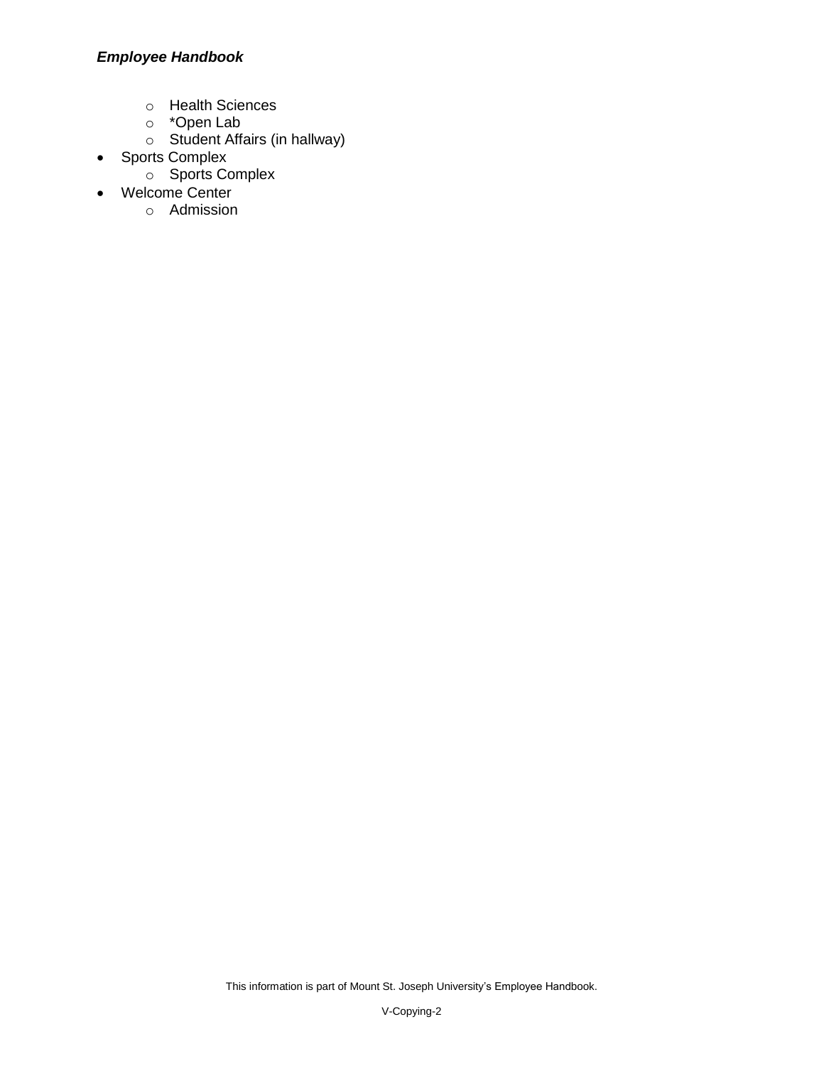- Health Sciences
  - *Open Lab
  - Student Affairs (in hallway)
- Sports Complex
  - Sports Complex
- Welcome Center
  - Admission